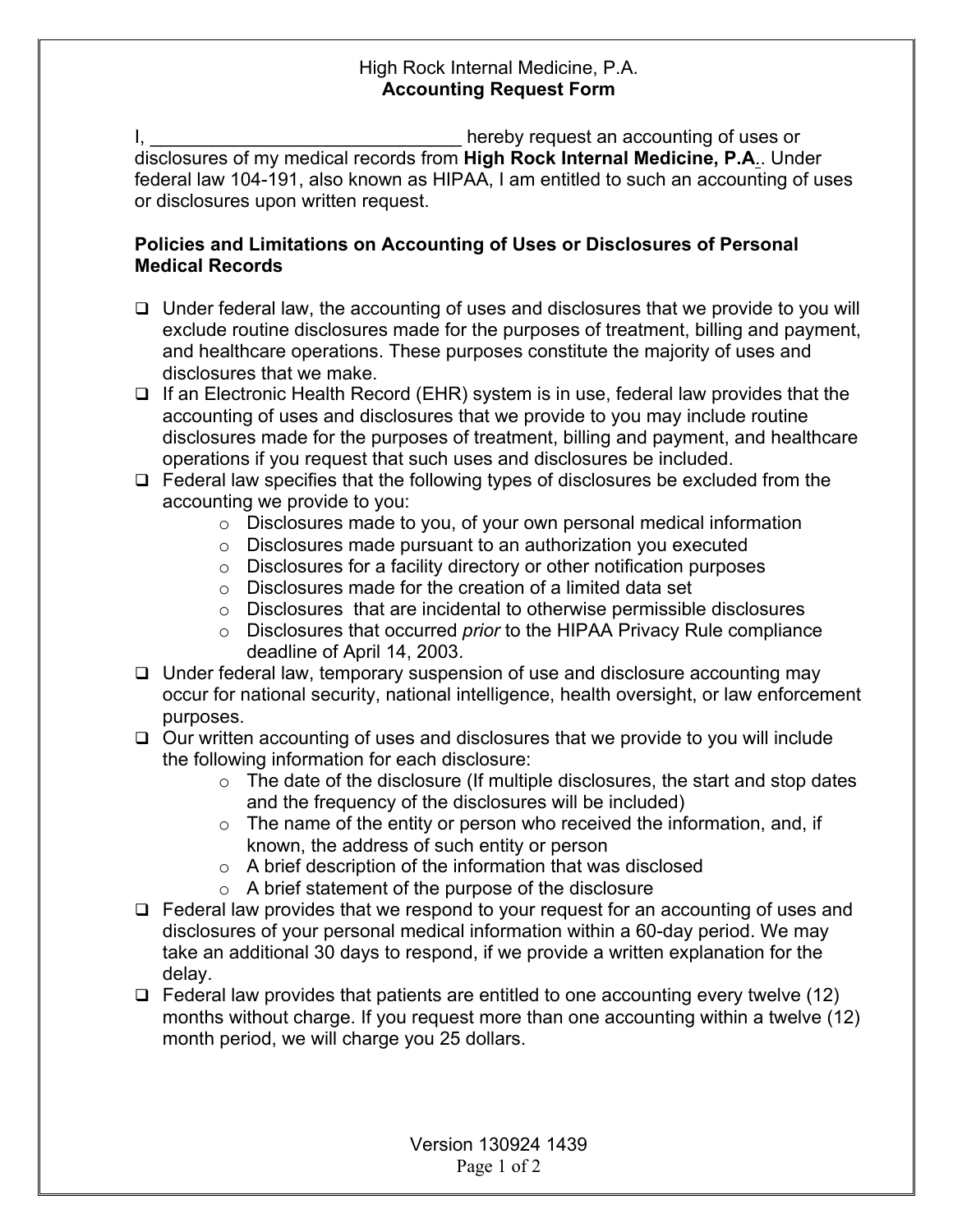High Rock Internal Medicine, P.A.

**Accounting Request Form**

I, ______________________________ hereby request an accounting of uses or disclosures of my medical records from **High Rock Internal Medicine, P.A.**. Under federal law 104-191, also known as HIPAA, I am entitled to such an accounting of uses or disclosures upon written request.

**Policies and Limitations on Accounting of Uses or Disclosures of Personal Medical Records**

- Under federal law, the accounting of uses and disclosures that we provide to you will exclude routine disclosures made for the purposes of treatment, billing and payment, and healthcare operations. These purposes constitute the majority of uses and disclosures that we make.
- If an Electronic Health Record (EHR) system is in use, federal law provides that the accounting of uses and disclosures that we provide to you may include routine disclosures made for the purposes of treatment, billing and payment, and healthcare operations if you request that such uses and disclosures be included.
- Federal law specifies that the following types of disclosures be excluded from the accounting we provide to you:
    - Disclosures made to you, of your own personal medical information
    - Disclosures made pursuant to an authorization you executed
    - Disclosures for a facility directory or other notification purposes
    - Disclosures made for the creation of a limited data set
    - Disclosures that are incidental to otherwise permissible disclosures
    - Disclosures that occurred *prior* to the HIPAA Privacy Rule compliance deadline of April 14, 2003.
- Under federal law, temporary suspension of use and disclosure accounting may occur for national security, national intelligence, health oversight, or law enforcement purposes.
- Our written accounting of uses and disclosures that we provide to you will include the following information for each disclosure:
    - The date of the disclosure (If multiple disclosures, the start and stop dates and the frequency of the disclosures will be included)
    - The name of the entity or person who received the information, and, if known, the address of such entity or person
    - A brief description of the information that was disclosed
    - A brief statement of the purpose of the disclosure
- Federal law provides that we respond to your request for an accounting of uses and disclosures of your personal medical information within a 60-day period. We may take an additional 30 days to respond, if we provide a written explanation for the delay.
- Federal law provides that patients are entitled to one accounting every twelve (12) months without charge. If you request more than one accounting within a twelve (12) month period, we will charge you 25 dollars.

Version 130924 1439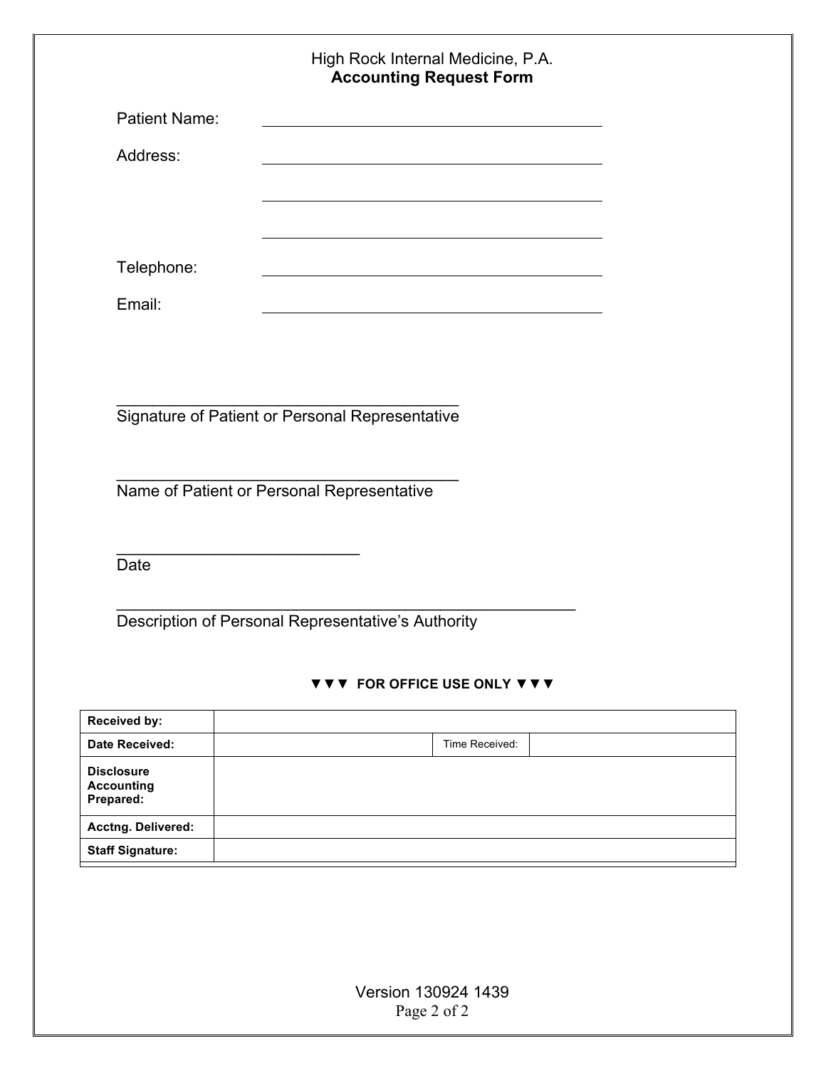High Rock Internal Medicine, P.A.

**Accounting Request Form**

Patient Name: ________________________________________

Address: ________________________________________

________________________________________

________________________________________

Telephone: ________________________________________

Email: ________________________________________

________________________________________
Signature of Patient or Personal Representative

________________________________________
Name of Patient or Personal Representative

____________________________
Date

______________________________________________________
Description of Personal Representative's Authority

**▼▼▼ FOR OFFICE USE ONLY ▼▼▼**

| | | | |
|---|---|---|---|
| **Received by:** | | | |
| **Date Received:** | | Time Received: | |
| **Disclosure Accounting Prepared:** | | | |
| **Acctng. Delivered:** | | | |
| **Staff Signature:** | | | |

Version 130924 1439